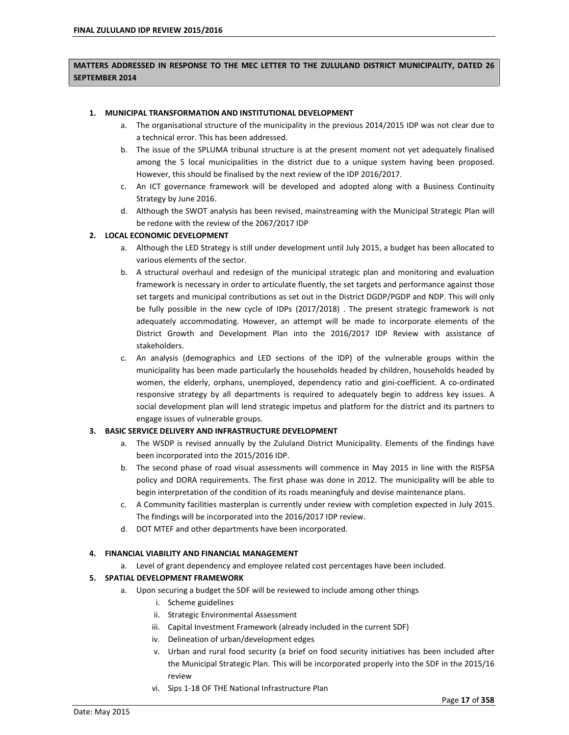## MATTERS ADDRESSED IN RESPONSE TO THE MEC LETTER TO THE ZULULAND DISTRICT MUNICIPALITY, DATED 26 SEPTEMBER 2014

1. **MUNICIPAL TRANSFORMATION AND INSTITUTIONAL DEVELOPMENT**
   a. The organisational structure of the municipality in the previous 2014/2015 IDP was not clear due to a technical error. This has been addressed.
   b. The issue of the SPLUMA tribunal structure is at the present moment not yet adequately finalised among the 5 local municipalities in the district due to a unique system having been proposed. However, this should be finalised by the next review of the IDP 2016/2017.
   c. An ICT governance framework will be developed and adopted along with a Business Continuity Strategy by June 2016.
   d. Although the SWOT analysis has been revised, mainstreaming with the Municipal Strategic Plan will be redone with the review of the 2067/2017 IDP
2. **LOCAL ECONOMIC DEVELOPMENT**
   a. Although the LED Strategy is still under development until July 2015, a budget has been allocated to various elements of the sector.
   b. A structural overhaul and redesign of the municipal strategic plan and monitoring and evaluation framework is necessary in order to articulate fluently, the set targets and performance against those set targets and municipal contributions as set out in the District DGDP/PGDP and NDP. This will only be fully possible in the new cycle of IDPs (2017/2018) . The present strategic framework is not adequately accommodating. However, an attempt will be made to incorporate elements of the District Growth and Development Plan into the 2016/2017 IDP Review with assistance of stakeholders.
   c. An analysis (demographics and LED sections of the IDP) of the vulnerable groups within the municipality has been made particularly the households headed by children, households headed by women, the elderly, orphans, unemployed, dependency ratio and gini-coefficient. A co-ordinated responsive strategy by all departments is required to adequately begin to address key issues. A social development plan will lend strategic impetus and platform for the district and its partners to engage issues of vulnerable groups.
3. **BASIC SERVICE DELIVERY AND INFRASTRUCTURE DEVELOPMENT**
   a. The WSDP is revised annually by the Zululand District Municipality. Elements of the findings have been incorporated into the 2015/2016 IDP.
   b. The second phase of road visual assessments will commence in May 2015 in line with the RISFSA policy and DORA requirements. The first phase was done in 2012. The municipality will be able to begin interpretation of the condition of its roads meaningfuly and devise maintenance plans.
   c. A Community facilities masterplan is currently under review with completion expected in July 2015. The findings will be incorporated into the 2016/2017 IDP review.
   d. DOT MTEF and other departments have been incorporated.
4. **FINANCIAL VIABILITY AND FINANCIAL MANAGEMENT**
   a. Level of grant dependency and employee related cost percentages have been included.
5. **SPATIAL DEVELOPMENT FRAMEWORK**
   a. Upon securing a budget the SDF will be reviewed to include among other things
      i. Scheme guidelines
      ii. Strategic Environmental Assessment
      iii. Capital Investment Framework (already included in the current SDF)
      iv. Delineation of urban/development edges
      v. Urban and rural food security (a brief on food security initiatives has been included after the Municipal Strategic Plan. This will be incorporated properly into the SDF in the 2015/16 review
      vi. Sips 1-18 OF THE National Infrastructure Plan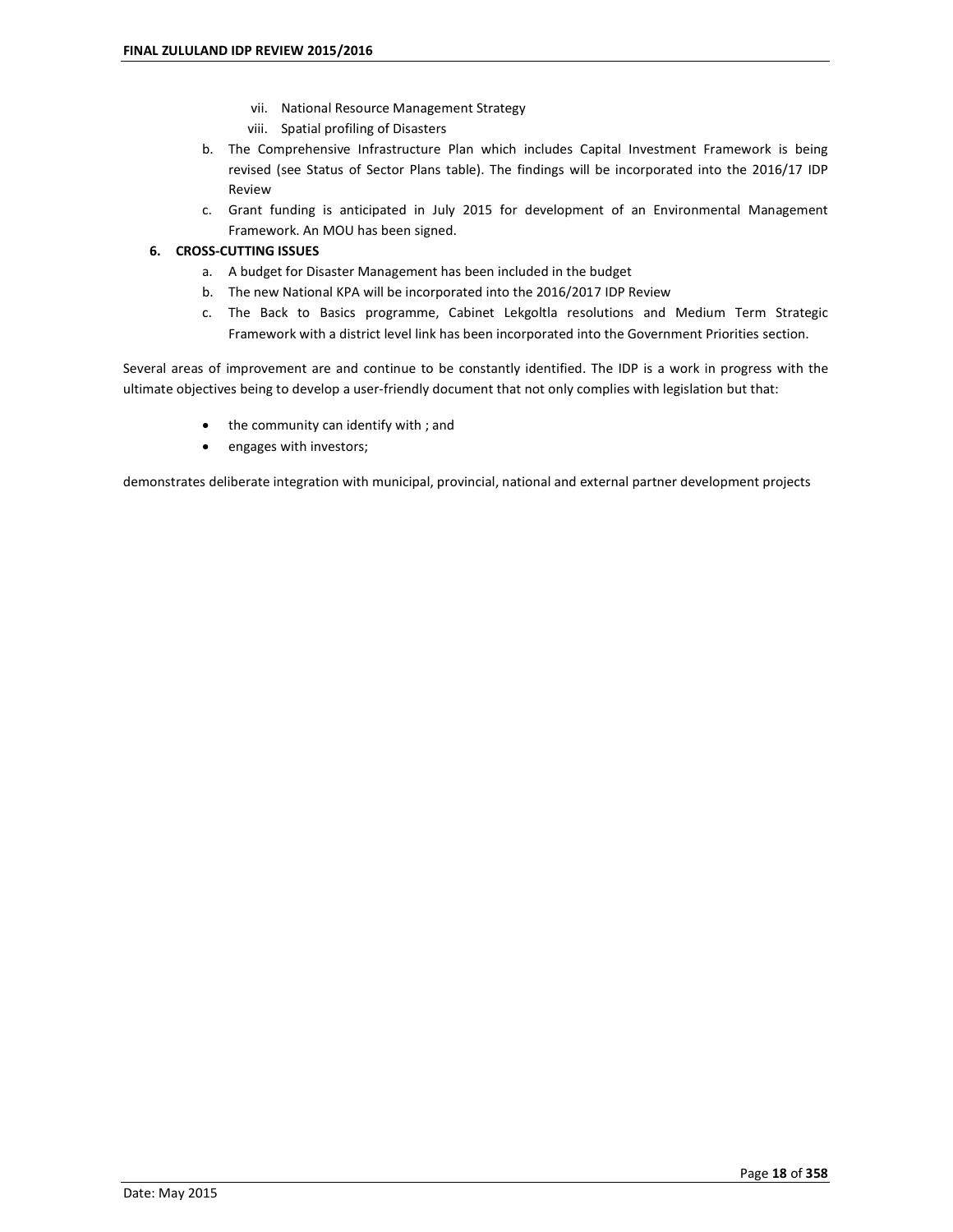vii. National Resource Management Strategy
   viii. Spatial profiling of Disasters

b. The Comprehensive Infrastructure Plan which includes Capital Investment Framework is being revised (see Status of Sector Plans table). The findings will be incorporated into the 2016/17 IDP Review
c. Grant funding is anticipated in July 2015 for development of an Environmental Management Framework. An MOU has been signed.

**6. CROSS-CUTTING ISSUES**

a. A budget for Disaster Management has been included in the budget
b. The new National KPA will be incorporated into the 2016/2017 IDP Review
c. The Back to Basics programme, Cabinet Lekgoltla resolutions and Medium Term Strategic Framework with a district level link has been incorporated into the Government Priorities section.

Several areas of improvement are and continue to be constantly identified. The IDP is a work in progress with the ultimate objectives being to develop a user-friendly document that not only complies with legislation but that:

- the community can identify with ; and
- engages with investors;

demonstrates deliberate integration with municipal, provincial, national and external partner development projects